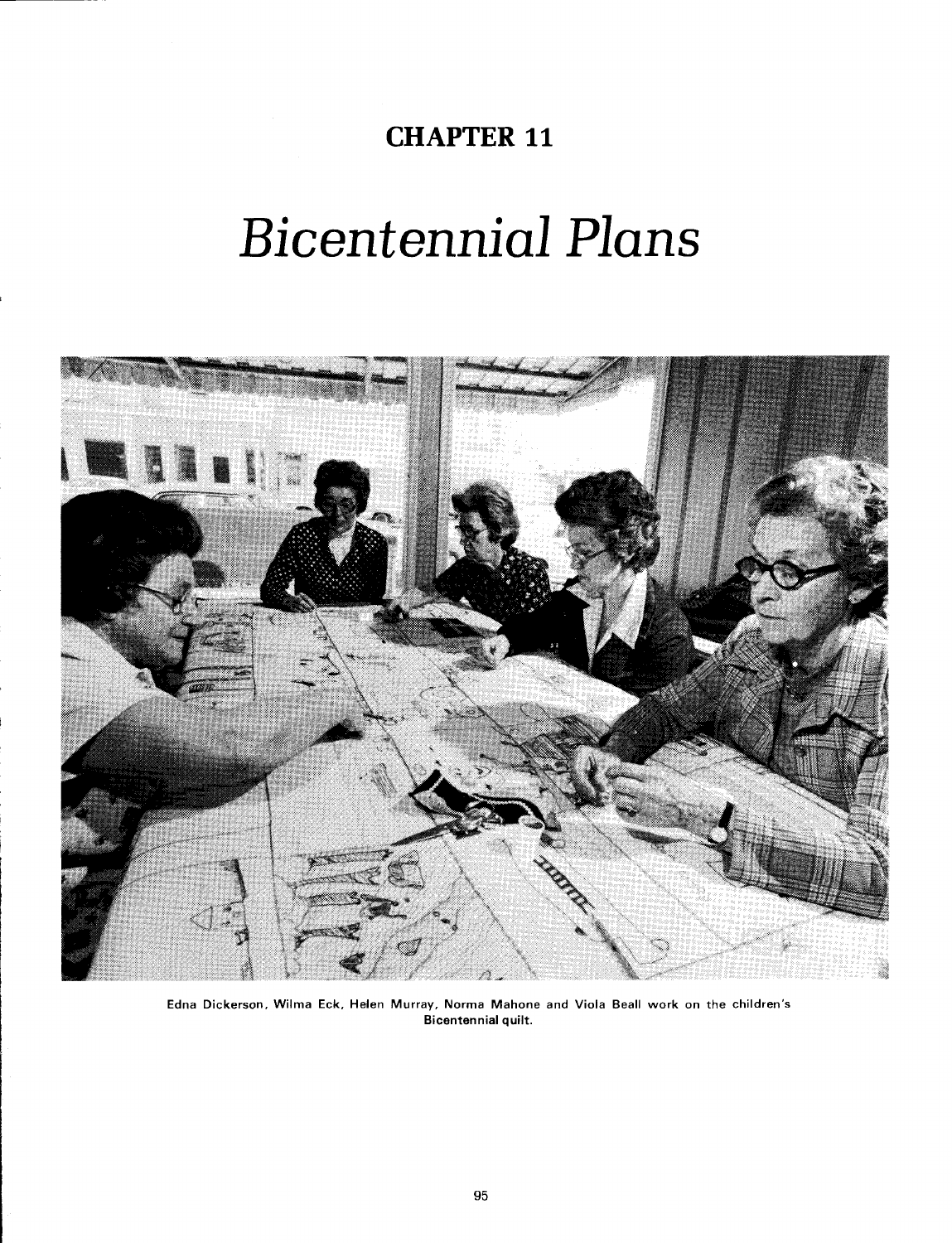# CHAPTER 11

# *Bicentennial Plans*

Edna Dickerson, Wilma Eck, Helen Murray, Norma Mahone and Viola Beall work on the children's Bicentennial quilt.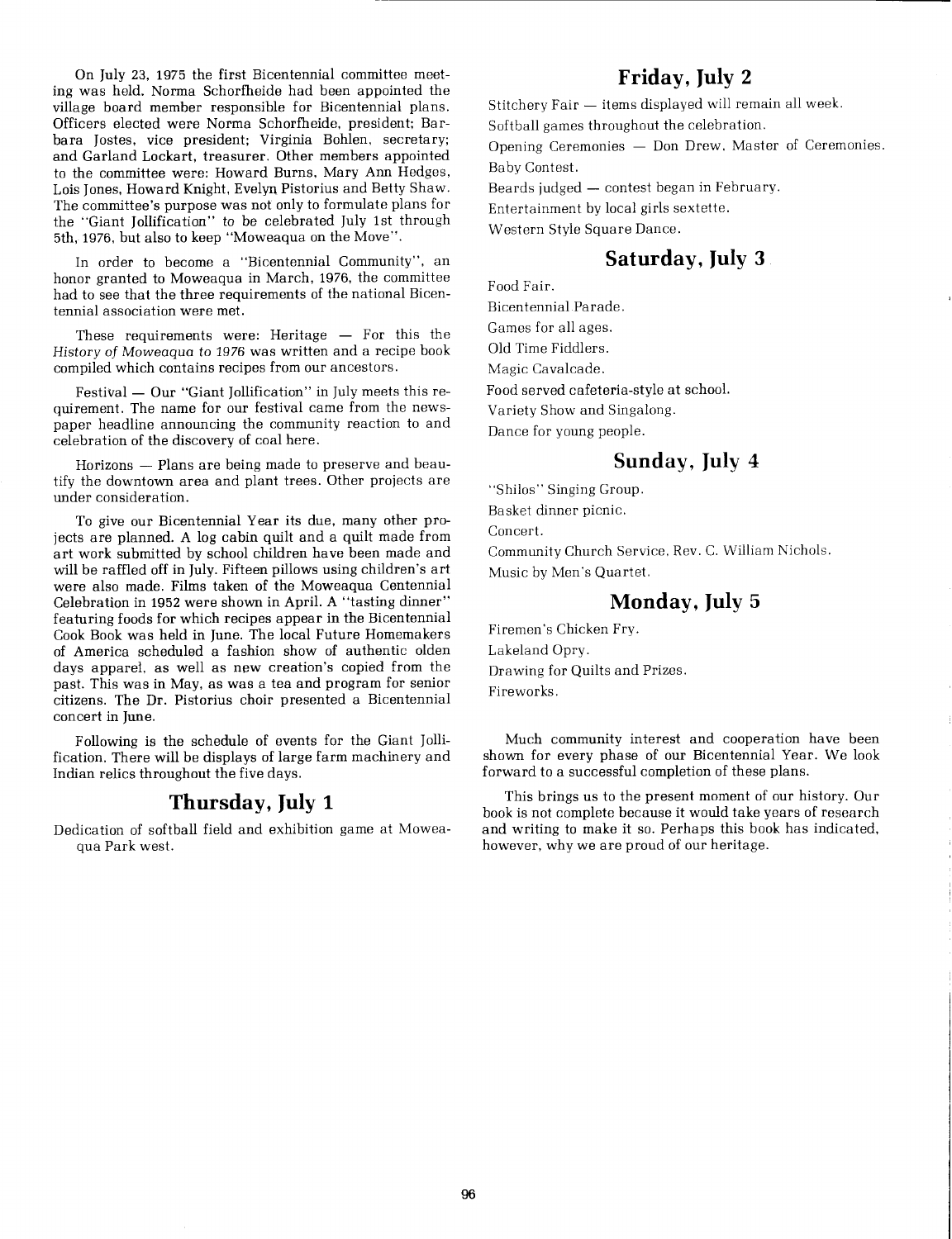On July 23, 1975 the first Bicentennial committee meeting was held. Norma Schorfheide had been appointed the village board member responsible for Bicentennial plans. Officers elected were Norma Schorfheide, president; Barbara Jostes, vice president; Virginia Bohlen, secretary; and Garland Lockart, treasurer. Other members appointed to the committee were: Howard Burns, Mary Ann Hedges, Lois Jones, Howard Knight, Evelyn Pistorius and Betty Shaw. The committee's purpose was not only to formulate plans for the "Giant Jollification" to be celebrated July 1st through 5th, 1976, but also to keep "Moweaqua on the Move".

In order to become a "Bicentennial Community", an honor granted to Moweaqua in March, 1976, the committee had to see that the three requirements of the national Bicentennial association were met.

These requirements were: Heritage — For this the *History of Moweaqua to 1976* was written and a recipe book compiled which contains recipes from our ancestors.

Festival — Our "Giant Jollification" in July meets this requirement. The name for our festival came from the newspaper headline announcing the community reaction to and celebration of the discovery of coal here.

Horizons — Plans are being made to preserve and beautify the downtown area and plant trees. Other projects are under consideration.

To give our Bicentennial Year its due, many other projects are planned. A log cabin quilt and a quilt made from art work submitted by school children have been made and will be raffled off in July. Fifteen pillows using children's art were also made. Films taken of the Moweaqua Centennial Celebration in 1952 were shown in April. A "tasting dinner" featuring foods for which recipes appear in the Bicentennial Cook Book was held in June. The local Future Homemakers of America scheduled a fashion show of authentic olden days apparel, as well as new creation's copied from the past. This was in May, as was a tea and program for senior citizens. The Dr. Pistorius choir presented a Bicentennial concert in June.

Following is the schedule of events for the Giant Jollification. There will be displays of large farm machinery and Indian relics throughout the five days.

## Thursday, July 1

Dedication of softball field and exhibition game at Moweaqua Park west.

## Friday, July 2

Stitchery Fair — items displayed will remain all week.
Softball games throughout the celebration.
Opening Ceremonies — Don Drew, Master of Ceremonies.
Baby Contest.
Beards judged — contest began in February.
Entertainment by local girls sextette.
Western Style Square Dance.

## Saturday, July 3

Food Fair.
Bicentennial Parade.
Games for all ages.
Old Time Fiddlers.
Magic Cavalcade.
Food served cafeteria-style at school.
Variety Show and Singalong.
Dance for young people.

## Sunday, July 4

"Shilos" Singing Group.
Basket dinner picnic.
Concert.
Community Church Service, Rev. C. William Nichols.
Music by Men's Quartet.

## Monday, July 5

Firemen's Chicken Fry.
Lakeland Opry.
Drawing for Quilts and Prizes.
Fireworks.

Much community interest and cooperation have been shown for every phase of our Bicentennial Year. We look forward to a successful completion of these plans.

This brings us to the present moment of our history. Our book is not complete because it would take years of research and writing to make it so. Perhaps this book has indicated, however, why we are proud of our heritage.